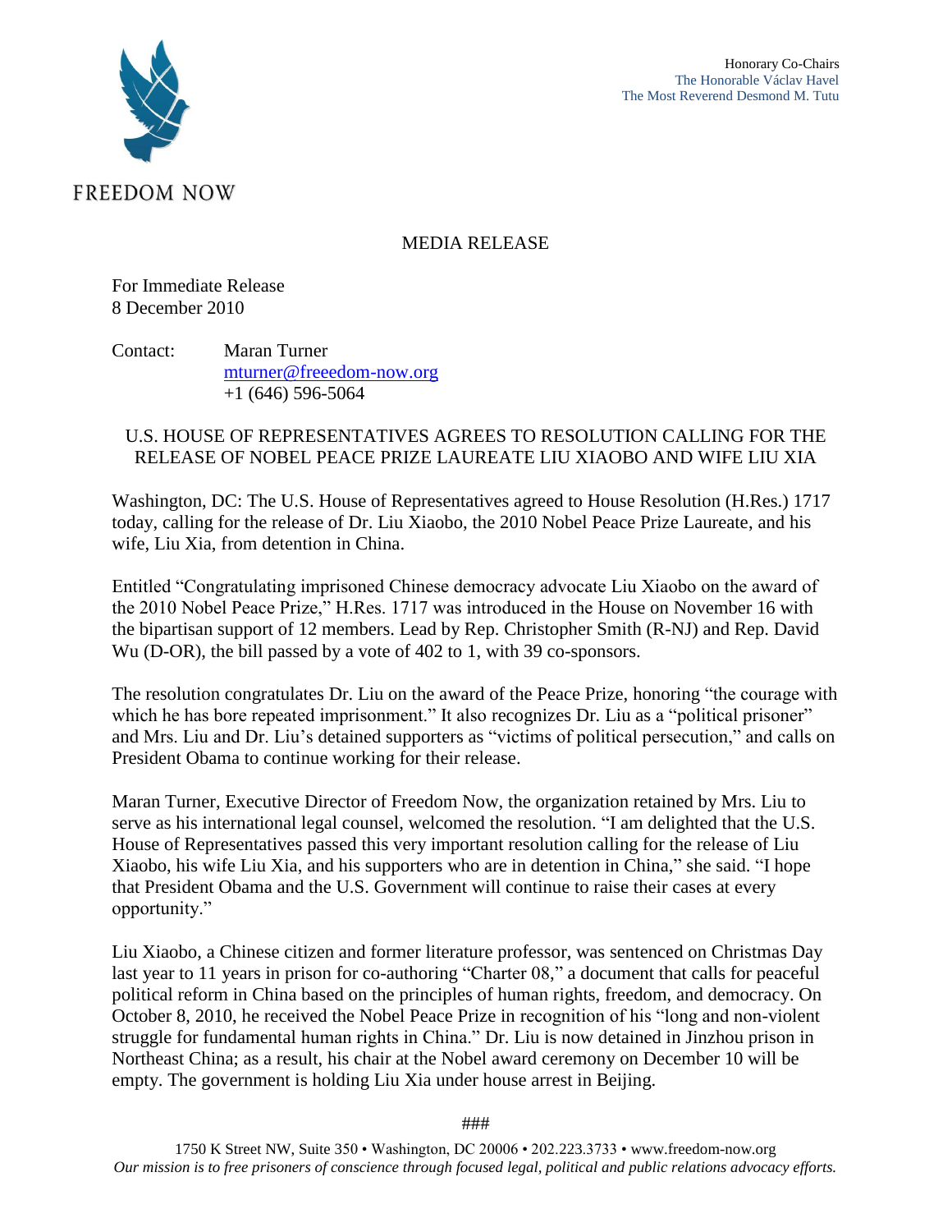FREEDOM NOW

Honorary Co-Chairs
The Honorable Václav Havel
The Most Reverend Desmond M. Tutu

MEDIA RELEASE

For Immediate Release
8 December 2010

Contact: Maran Turner
mturner@freeedom-now.org
+1 (646) 596-5064

## U.S. HOUSE OF REPRESENTATIVES AGREES TO RESOLUTION CALLING FOR THE RELEASE OF NOBEL PEACE PRIZE LAUREATE LIU XIAOBO AND WIFE LIU XIA

Washington, DC: The U.S. House of Representatives agreed to House Resolution (H.Res.) 1717 today, calling for the release of Dr. Liu Xiaobo, the 2010 Nobel Peace Prize Laureate, and his wife, Liu Xia, from detention in China.

Entitled "Congratulating imprisoned Chinese democracy advocate Liu Xiaobo on the award of the 2010 Nobel Peace Prize," H.Res. 1717 was introduced in the House on November 16 with the bipartisan support of 12 members. Lead by Rep. Christopher Smith (R-NJ) and Rep. David Wu (D-OR), the bill passed by a vote of 402 to 1, with 39 co-sponsors.

The resolution congratulates Dr. Liu on the award of the Peace Prize, honoring "the courage with which he has bore repeated imprisonment." It also recognizes Dr. Liu as a "political prisoner" and Mrs. Liu and Dr. Liu's detained supporters as "victims of political persecution," and calls on President Obama to continue working for their release.

Maran Turner, Executive Director of Freedom Now, the organization retained by Mrs. Liu to serve as his international legal counsel, welcomed the resolution. "I am delighted that the U.S. House of Representatives passed this very important resolution calling for the release of Liu Xiaobo, his wife Liu Xia, and his supporters who are in detention in China," she said. "I hope that President Obama and the U.S. Government will continue to raise their cases at every opportunity."

Liu Xiaobo, a Chinese citizen and former literature professor, was sentenced on Christmas Day last year to 11 years in prison for co-authoring "Charter 08," a document that calls for peaceful political reform in China based on the principles of human rights, freedom, and democracy. On October 8, 2010, he received the Nobel Peace Prize in recognition of his "long and non-violent struggle for fundamental human rights in China." Dr. Liu is now detained in Jinzhou prison in Northeast China; as a result, his chair at the Nobel award ceremony on December 10 will be empty. The government is holding Liu Xia under house arrest in Beijing.

###

1750 K Street NW, Suite 350 • Washington, DC 20006 • 202.223.3733 • www.freedom-now.org
*Our mission is to free prisoners of conscience through focused legal, political and public relations advocacy efforts.*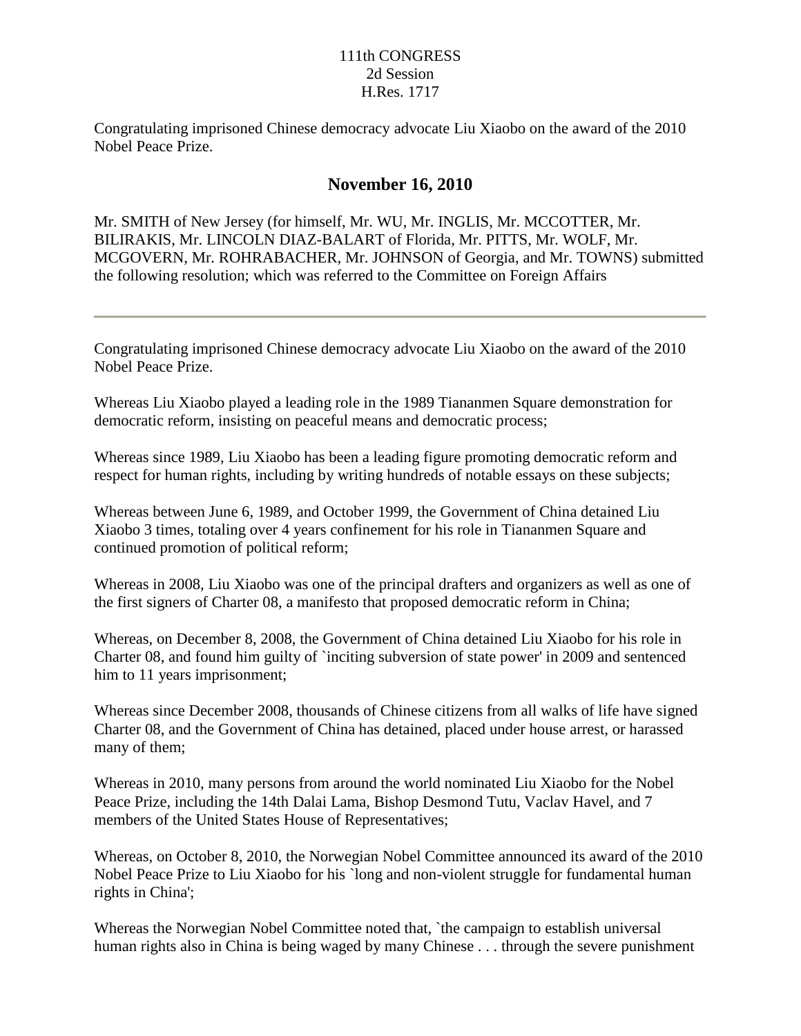111th CONGRESS
2d Session
H.Res. 1717

Congratulating imprisoned Chinese democracy advocate Liu Xiaobo on the award of the 2010 Nobel Peace Prize.

## November 16, 2010

Mr. SMITH of New Jersey (for himself, Mr. WU, Mr. INGLIS, Mr. MCCOTTER, Mr. BILIRAKIS, Mr. LINCOLN DIAZ-BALART of Florida, Mr. PITTS, Mr. WOLF, Mr. MCGOVERN, Mr. ROHRABACHER, Mr. JOHNSON of Georgia, and Mr. TOWNS) submitted the following resolution; which was referred to the Committee on Foreign Affairs

---

Congratulating imprisoned Chinese democracy advocate Liu Xiaobo on the award of the 2010 Nobel Peace Prize.

Whereas Liu Xiaobo played a leading role in the 1989 Tiananmen Square demonstration for democratic reform, insisting on peaceful means and democratic process;

Whereas since 1989, Liu Xiaobo has been a leading figure promoting democratic reform and respect for human rights, including by writing hundreds of notable essays on these subjects;

Whereas between June 6, 1989, and October 1999, the Government of China detained Liu Xiaobo 3 times, totaling over 4 years confinement for his role in Tiananmen Square and continued promotion of political reform;

Whereas in 2008, Liu Xiaobo was one of the principal drafters and organizers as well as one of the first signers of Charter 08, a manifesto that proposed democratic reform in China;

Whereas, on December 8, 2008, the Government of China detained Liu Xiaobo for his role in Charter 08, and found him guilty of `inciting subversion of state power' in 2009 and sentenced him to 11 years imprisonment;

Whereas since December 2008, thousands of Chinese citizens from all walks of life have signed Charter 08, and the Government of China has detained, placed under house arrest, or harassed many of them;

Whereas in 2010, many persons from around the world nominated Liu Xiaobo for the Nobel Peace Prize, including the 14th Dalai Lama, Bishop Desmond Tutu, Vaclav Havel, and 7 members of the United States House of Representatives;

Whereas, on October 8, 2010, the Norwegian Nobel Committee announced its award of the 2010 Nobel Peace Prize to Liu Xiaobo for his `long and non-violent struggle for fundamental human rights in China';

Whereas the Norwegian Nobel Committee noted that, `the campaign to establish universal human rights also in China is being waged by many Chinese . . . through the severe punishment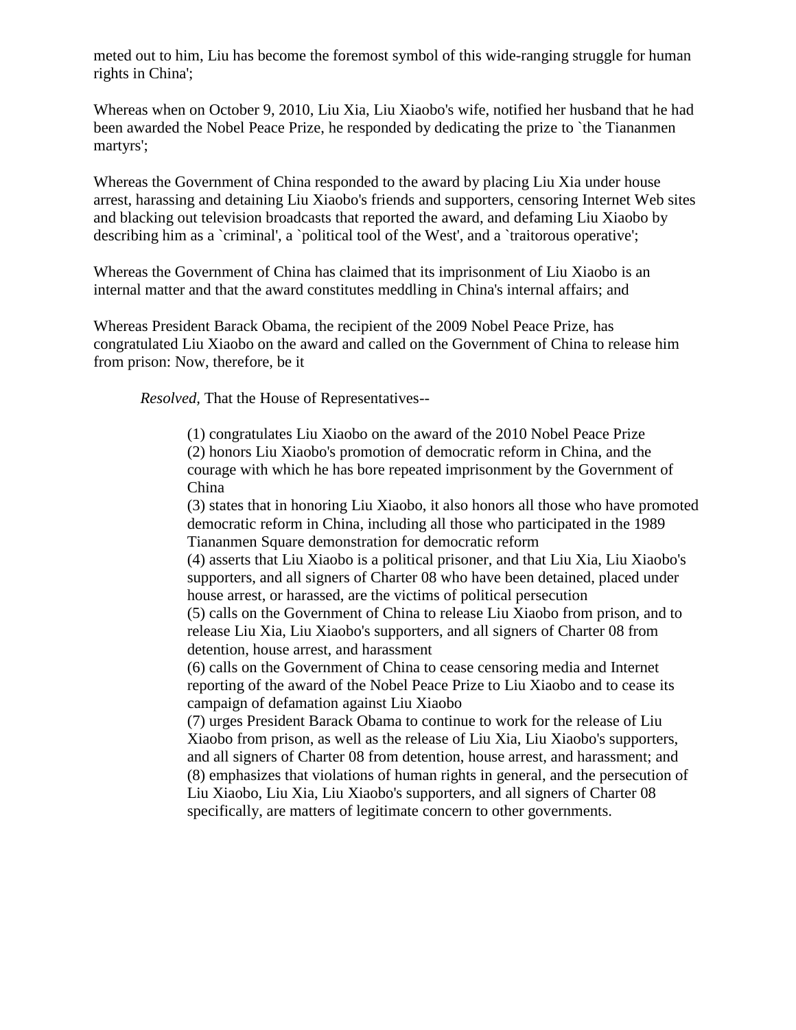meted out to him, Liu has become the foremost symbol of this wide-ranging struggle for human rights in China';

Whereas when on October 9, 2010, Liu Xia, Liu Xiaobo's wife, notified her husband that he had been awarded the Nobel Peace Prize, he responded by dedicating the prize to `the Tiananmen martyrs';

Whereas the Government of China responded to the award by placing Liu Xia under house arrest, harassing and detaining Liu Xiaobo's friends and supporters, censoring Internet Web sites and blacking out television broadcasts that reported the award, and defaming Liu Xiaobo by describing him as a `criminal', a `political tool of the West', and a `traitorous operative';

Whereas the Government of China has claimed that its imprisonment of Liu Xiaobo is an internal matter and that the award constitutes meddling in China's internal affairs; and

Whereas President Barack Obama, the recipient of the 2009 Nobel Peace Prize, has congratulated Liu Xiaobo on the award and called on the Government of China to release him from prison: Now, therefore, be it

*Resolved,* That the House of Representatives--

(1) congratulates Liu Xiaobo on the award of the 2010 Nobel Peace Prize
(2) honors Liu Xiaobo's promotion of democratic reform in China, and the courage with which he has bore repeated imprisonment by the Government of China
(3) states that in honoring Liu Xiaobo, it also honors all those who have promoted democratic reform in China, including all those who participated in the 1989 Tiananmen Square demonstration for democratic reform
(4) asserts that Liu Xiaobo is a political prisoner, and that Liu Xia, Liu Xiaobo's supporters, and all signers of Charter 08 who have been detained, placed under house arrest, or harassed, are the victims of political persecution
(5) calls on the Government of China to release Liu Xiaobo from prison, and to release Liu Xia, Liu Xiaobo's supporters, and all signers of Charter 08 from detention, house arrest, and harassment
(6) calls on the Government of China to cease censoring media and Internet reporting of the award of the Nobel Peace Prize to Liu Xiaobo and to cease its campaign of defamation against Liu Xiaobo
(7) urges President Barack Obama to continue to work for the release of Liu Xiaobo from prison, as well as the release of Liu Xia, Liu Xiaobo's supporters, and all signers of Charter 08 from detention, house arrest, and harassment; and
(8) emphasizes that violations of human rights in general, and the persecution of Liu Xiaobo, Liu Xia, Liu Xiaobo's supporters, and all signers of Charter 08 specifically, are matters of legitimate concern to other governments.